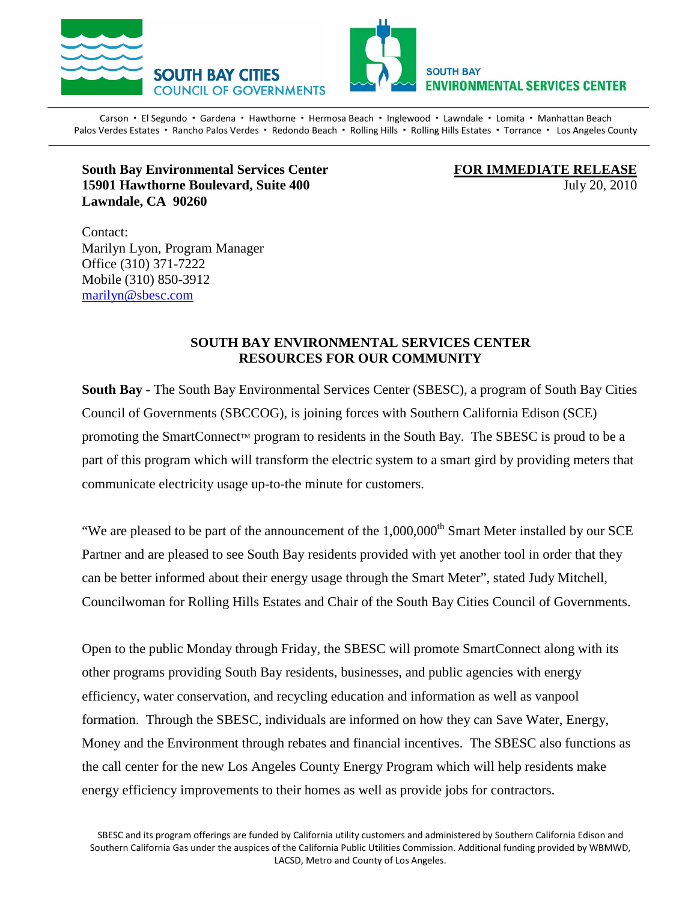SOUTH BAY CITIES COUNCIL OF GOVERNMENTS

SOUTH BAY ENVIRONMENTAL SERVICES CENTER

Carson • El Segundo • Gardena • Hawthorne • Hermosa Beach • Inglewood • Lawndale • Lomita • Manhattan Beach
Palos Verdes Estates • Rancho Palos Verdes • Redondo Beach • Rolling Hills • Rolling Hills Estates • Torrance • Los Angeles County

**South Bay Environmental Services Center**
**15901 Hawthorne Boulevard, Suite 400**
**Lawndale, CA 90260**

**FOR IMMEDIATE RELEASE**
July 20, 2010

Contact:
Marilyn Lyon, Program Manager
Office (310) 371-7222
Mobile (310) 850-3912
marilyn@sbesc.com

**SOUTH BAY ENVIRONMENTAL SERVICES CENTER**
**RESOURCES FOR OUR COMMUNITY**

**South Bay** - The South Bay Environmental Services Center (SBESC), a program of South Bay Cities Council of Governments (SBCCOG), is joining forces with Southern California Edison (SCE) promoting the SmartConnect™ program to residents in the South Bay. The SBESC is proud to be a part of this program which will transform the electric system to a smart gird by providing meters that communicate electricity usage up-to-the minute for customers.

"We are pleased to be part of the announcement of the 1,000,000th Smart Meter installed by our SCE Partner and are pleased to see South Bay residents provided with yet another tool in order that they can be better informed about their energy usage through the Smart Meter", stated Judy Mitchell, Councilwoman for Rolling Hills Estates and Chair of the South Bay Cities Council of Governments.

Open to the public Monday through Friday, the SBESC will promote SmartConnect along with its other programs providing South Bay residents, businesses, and public agencies with energy efficiency, water conservation, and recycling education and information as well as vanpool formation. Through the SBESC, individuals are informed on how they can Save Water, Energy, Money and the Environment through rebates and financial incentives. The SBESC also functions as the call center for the new Los Angeles County Energy Program which will help residents make energy efficiency improvements to their homes as well as provide jobs for contractors.

SBESC and its program offerings are funded by California utility customers and administered by Southern California Edison and Southern California Gas under the auspices of the California Public Utilities Commission. Additional funding provided by WBMWD, LACSD, Metro and County of Los Angeles.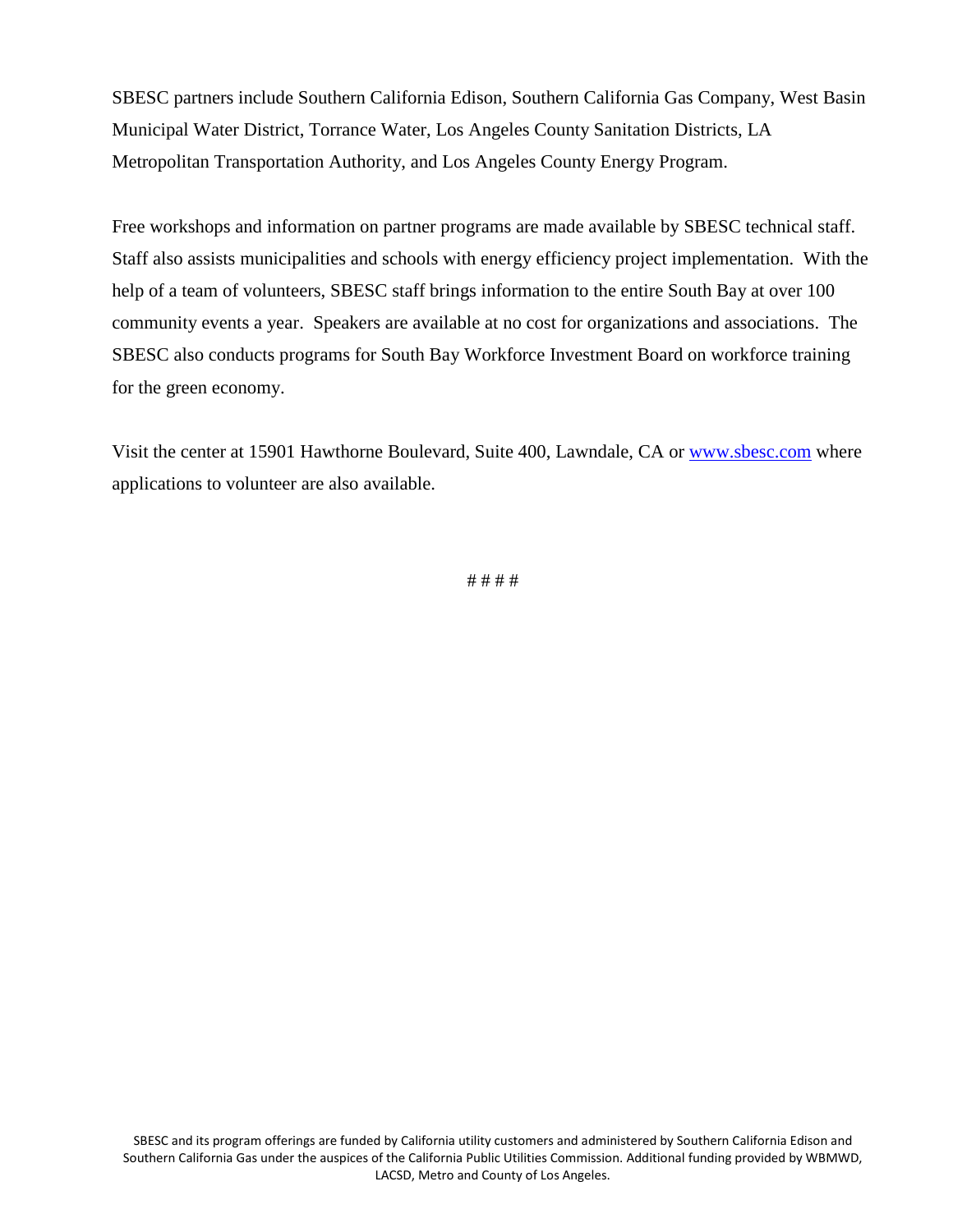SBESC partners include Southern California Edison, Southern California Gas Company, West Basin Municipal Water District, Torrance Water, Los Angeles County Sanitation Districts, LA Metropolitan Transportation Authority, and Los Angeles County Energy Program.

Free workshops and information on partner programs are made available by SBESC technical staff. Staff also assists municipalities and schools with energy efficiency project implementation. With the help of a team of volunteers, SBESC staff brings information to the entire South Bay at over 100 community events a year. Speakers are available at no cost for organizations and associations. The SBESC also conducts programs for South Bay Workforce Investment Board on workforce training for the green economy.

Visit the center at 15901 Hawthorne Boulevard, Suite 400, Lawndale, CA or [www.sbesc.com](http://www.sbesc.com) where applications to volunteer are also available.

# # # #

SBESC and its program offerings are funded by California utility customers and administered by Southern California Edison and Southern California Gas under the auspices of the California Public Utilities Commission. Additional funding provided by WBMWD, LACSD, Metro and County of Los Angeles.